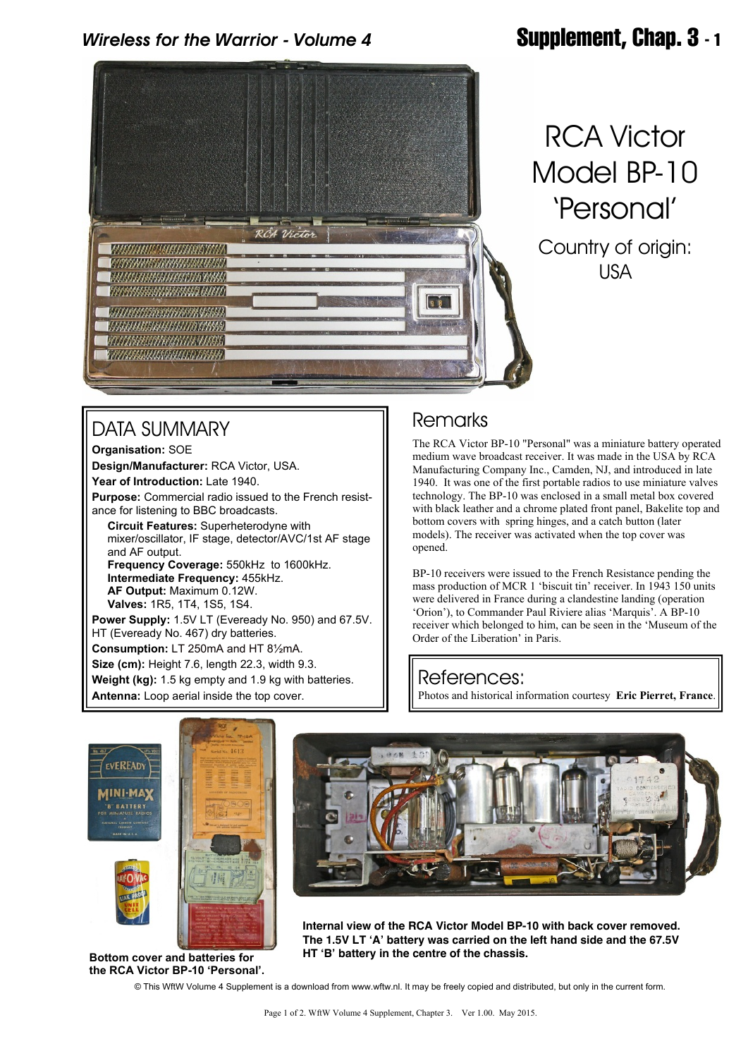# RCA Victor Model BP-10 'Personal'

Country of origin: USA

## DATA SUMMARY

**Organisation:** SOE

**Design/Manufacturer:** RCA Victor, USA.

**Year of Introduction:** Late 1940.

**Purpose:** Commercial radio issued to the French resistance for listening to BBC broadcasts.

- **Circuit Features:** Superheterodyne with mixer/oscillator, IF stage, detector/AVC/1st AF stage and AF output.
- **Frequency Coverage:** 550kHz to 1600kHz.
- **Intermediate Frequency:** 455kHz.
- **AF Output:** Maximum 0.12W.
- **Valves:** 1R5, 1T4, 1S5, 1S4.

**Power Supply:** 1.5V LT (Eveready No. 950) and 67.5V. HT (Eveready No. 467) dry batteries.

**Consumption:** LT 250mA and HT 8½mA.

**Size (cm):** Height 7.6, length 22.3, width 9.3.

**Weight (kg):** 1.5 kg empty and 1.9 kg with batteries.

**Antenna:** Loop aerial inside the top cover.

## Remarks

The RCA Victor BP-10 "Personal" was a miniature battery operated medium wave broadcast receiver. It was made in the USA by RCA Manufacturing Company Inc., Camden, NJ, and introduced in late 1940. It was one of the first portable radios to use miniature valves technology. The BP-10 was enclosed in a small metal box covered with black leather and a chrome plated front panel, Bakelite top and bottom covers with spring hinges, and a catch button (later models). The receiver was activated when the top cover was opened.

BP-10 receivers were issued to the French Resistance pending the mass production of MCR 1 'biscuit tin' receiver. In 1943 150 units were delivered in France during a clandestine landing (operation 'Orion'), to Commander Paul Riviere alias 'Marquis'. A BP-10 receiver which belonged to him, can be seen in the 'Museum of the Order of the Liberation' in Paris.

## References:

Photos and historical information courtesy **Eric Pierret, France**.

**Bottom cover and batteries for the RCA Victor BP-10 'Personal'.**

**Internal view of the RCA Victor Model BP-10 with back cover removed. The 1.5V LT 'A' battery was carried on the left hand side and the 67.5V HT 'B' battery in the centre of the chassis.**

© This WftW Volume 4 Supplement is a download from www.wftw.nl. It may be freely copied and distributed, but only in the current form.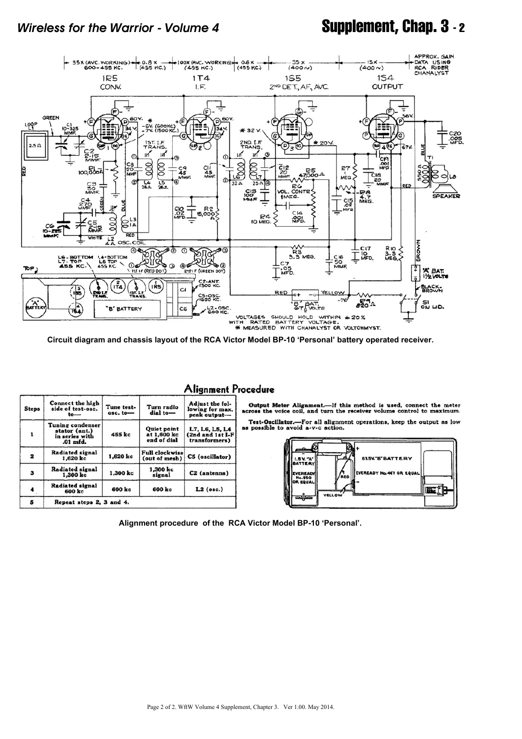Circuit diagram and chassis layout of the RCA Victor Model BP-10 'Personal' battery operated receiver.

## Alignment Procedure

| Steps | Connect the high side of test-osc. to— | Tune test-osc. to— | Turn radio dial to— | Adjust the following for max. peak output— |
|---|---|---|---|---|
| 1 | Tuning condenser stator (ant.) in series with .01 mfd. | 455 kc | Quiet point at 1,600 kc end of dial | L7, L6, L5, L4 (2nd and 1st I-F transformers) |
| 2 | Radiated signal 1,620 kc | 1,620 kc | Full clockwise (out of mesh) | C5 (oscillator) |
| 3 | Radiated signal 1,300 kc | 1,300 kc | 1,300 kc signal | C2 (antenna) |
| 4 | Radiated signal 600 kc | 600 kc | 600 kc | L2 (osc.) |
| 5 | Repeat steps 2, 3 and 4. | | | |

**Output Meter Alignment.**—If this method is used, connect the meter across the voice coil, and turn the receiver volume control to maximum.

**Test-Oscillator.**—For all alignment operations, keep the output as low as possible to avoid a-v-c action.

Alignment procedure of the RCA Victor Model BP-10 'Personal'.